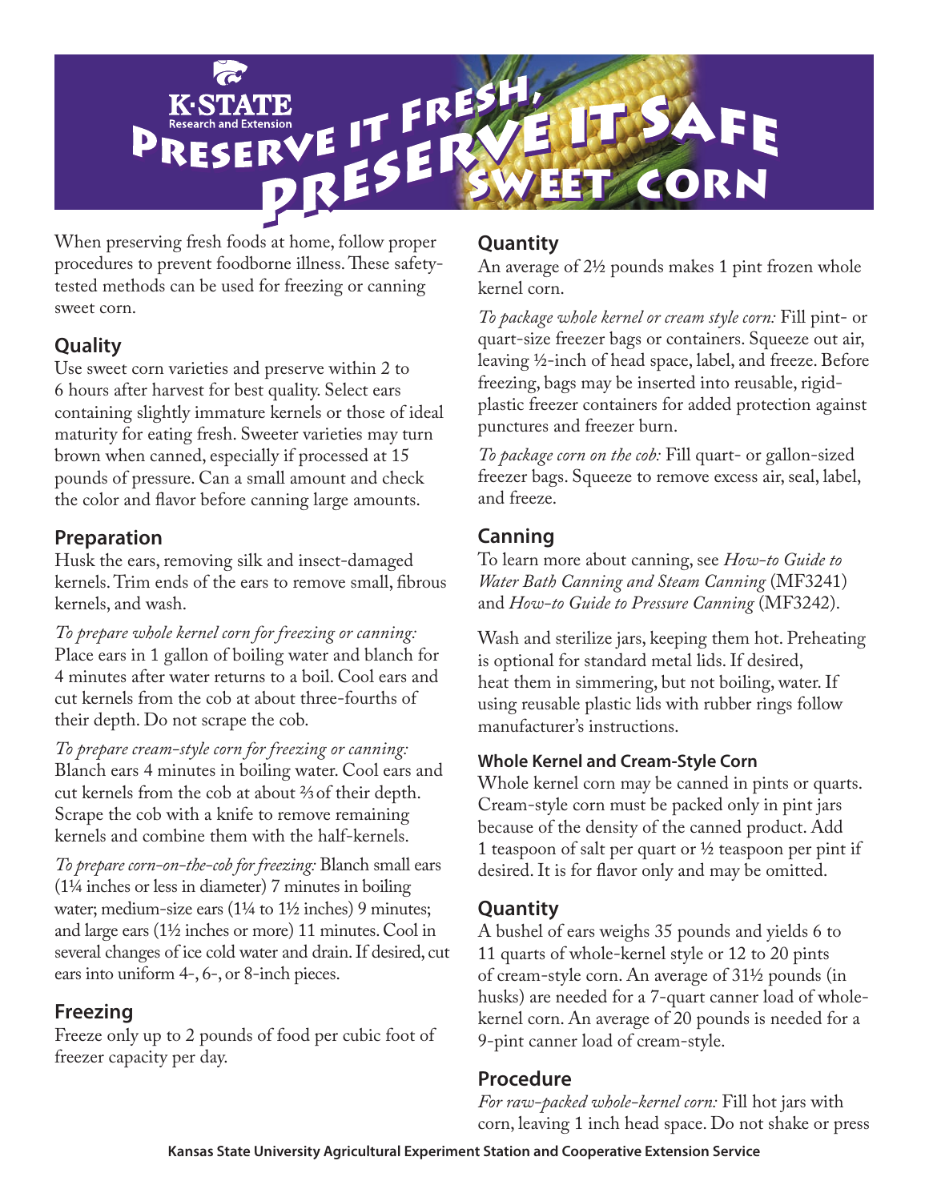K-STATE Research and Extension

# Preserve it Fresh, Preserve it Safe

## Sweet Corn

When preserving fresh foods at home, follow proper procedures to prevent foodborne illness. These safety-tested methods can be used for freezing or canning sweet corn.

## Quality

Use sweet corn varieties and preserve within 2 to 6 hours after harvest for best quality. Select ears containing slightly immature kernels or those of ideal maturity for eating fresh. Sweeter varieties may turn brown when canned, especially if processed at 15 pounds of pressure. Can a small amount and check the color and flavor before canning large amounts.

## Preparation

Husk the ears, removing silk and insect-damaged kernels. Trim ends of the ears to remove small, fibrous kernels, and wash.

*To prepare whole kernel corn for freezing or canning:* Place ears in 1 gallon of boiling water and blanch for 4 minutes after water returns to a boil. Cool ears and cut kernels from the cob at about three-fourths of their depth. Do not scrape the cob.

*To prepare cream-style corn for freezing or canning:* Blanch ears 4 minutes in boiling water. Cool ears and cut kernels from the cob at about ⅔ of their depth. Scrape the cob with a knife to remove remaining kernels and combine them with the half-kernels.

*To prepare corn-on-the-cob for freezing:* Blanch small ears (1¼ inches or less in diameter) 7 minutes in boiling water; medium-size ears (1¼ to 1½ inches) 9 minutes; and large ears (1½ inches or more) 11 minutes. Cool in several changes of ice cold water and drain. If desired, cut ears into uniform 4-, 6-, or 8-inch pieces.

## Freezing

Freeze only up to 2 pounds of food per cubic foot of freezer capacity per day.

## Quantity

An average of 2½ pounds makes 1 pint frozen whole kernel corn.

*To package whole kernel or cream style corn:* Fill pint- or quart-size freezer bags or containers. Squeeze out air, leaving ½-inch of head space, label, and freeze. Before freezing, bags may be inserted into reusable, rigid-plastic freezer containers for added protection against punctures and freezer burn.

*To package corn on the cob:* Fill quart- or gallon-sized freezer bags. Squeeze to remove excess air, seal, label, and freeze.

## Canning

To learn more about canning, see *How-to Guide to Water Bath Canning and Steam Canning* (MF3241) and *How-to Guide to Pressure Canning* (MF3242).

Wash and sterilize jars, keeping them hot. Preheating is optional for standard metal lids. If desired, heat them in simmering, but not boiling, water. If using reusable plastic lids with rubber rings follow manufacturer's instructions.

### Whole Kernel and Cream-Style Corn

Whole kernel corn may be canned in pints or quarts. Cream-style corn must be packed only in pint jars because of the density of the canned product. Add 1 teaspoon of salt per quart or ½ teaspoon per pint if desired. It is for flavor only and may be omitted.

## Quantity

A bushel of ears weighs 35 pounds and yields 6 to 11 quarts of whole-kernel style or 12 to 20 pints of cream-style corn. An average of 31½ pounds (in husks) are needed for a 7-quart canner load of whole-kernel corn. An average of 20 pounds is needed for a 9-pint canner load of cream-style.

## Procedure

*For raw-packed whole-kernel corn:* Fill hot jars with corn, leaving 1 inch head space. Do not shake or press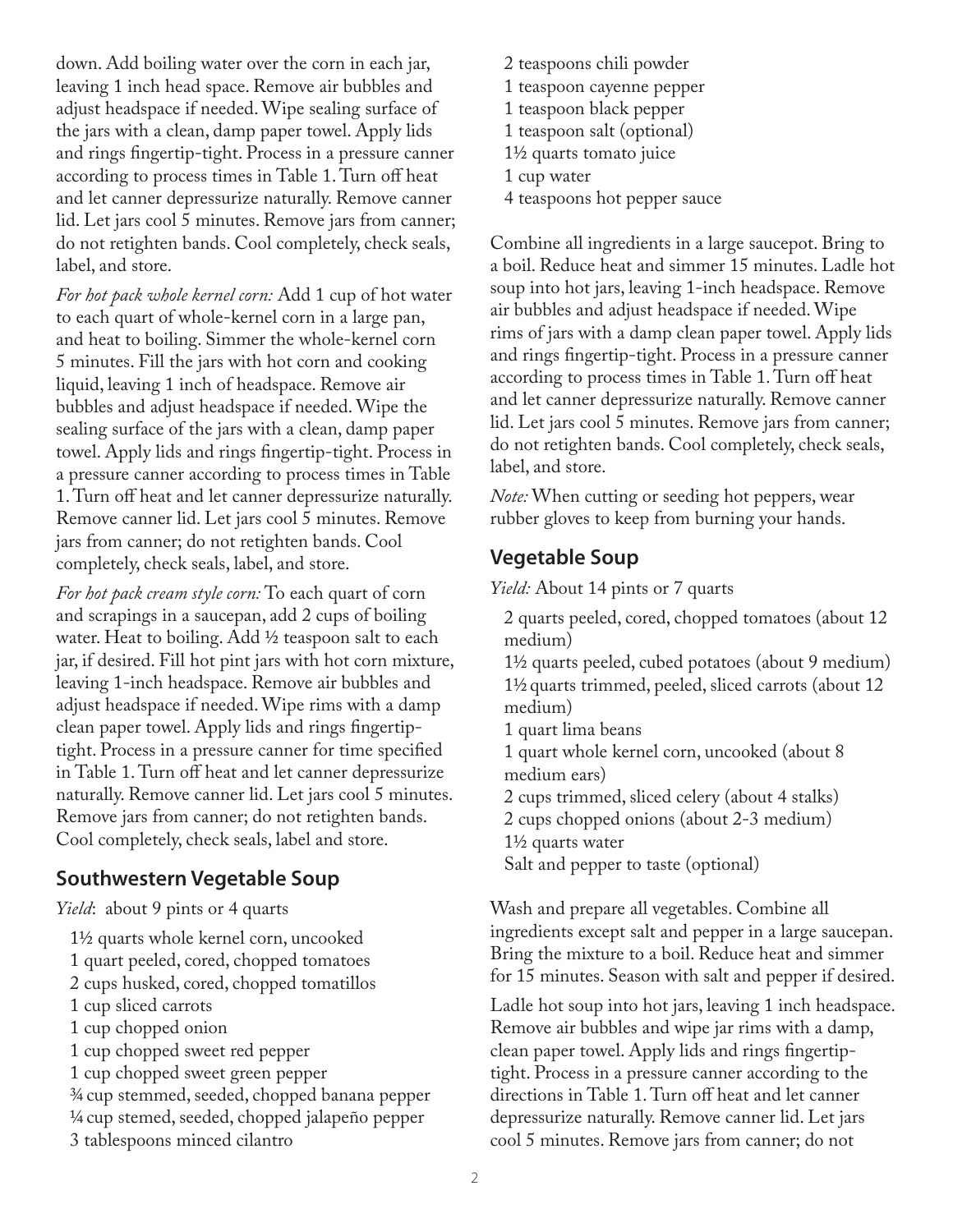down. Add boiling water over the corn in each jar, leaving 1 inch head space. Remove air bubbles and adjust headspace if needed. Wipe sealing surface of the jars with a clean, damp paper towel. Apply lids and rings fingertip-tight. Process in a pressure canner according to process times in Table 1. Turn off heat and let canner depressurize naturally. Remove canner lid. Let jars cool 5 minutes. Remove jars from canner; do not retighten bands. Cool completely, check seals, label, and store.

*For hot pack whole kernel corn:* Add 1 cup of hot water to each quart of whole-kernel corn in a large pan, and heat to boiling. Simmer the whole-kernel corn 5 minutes. Fill the jars with hot corn and cooking liquid, leaving 1 inch of headspace. Remove air bubbles and adjust headspace if needed. Wipe the sealing surface of the jars with a clean, damp paper towel. Apply lids and rings fingertip-tight. Process in a pressure canner according to process times in Table 1. Turn off heat and let canner depressurize naturally. Remove canner lid. Let jars cool 5 minutes. Remove jars from canner; do not retighten bands. Cool completely, check seals, label, and store.

*For hot pack cream style corn:* To each quart of corn and scrapings in a saucepan, add 2 cups of boiling water. Heat to boiling. Add ½ teaspoon salt to each jar, if desired. Fill hot pint jars with hot corn mixture, leaving 1-inch headspace. Remove air bubbles and adjust headspace if needed. Wipe rims with a damp clean paper towel. Apply lids and rings fingertip-tight. Process in a pressure canner for time specified in Table 1. Turn off heat and let canner depressurize naturally. Remove canner lid. Let jars cool 5 minutes. Remove jars from canner; do not retighten bands. Cool completely, check seals, label and store.

## Southwestern Vegetable Soup

*Yield*: about 9 pints or 4 quarts

- 1½ quarts whole kernel corn, uncooked
- 1 quart peeled, cored, chopped tomatoes
- 2 cups husked, cored, chopped tomatillos
- 1 cup sliced carrots
- 1 cup chopped onion
- 1 cup chopped sweet red pepper
- 1 cup chopped sweet green pepper
- ¾ cup stemmed, seeded, chopped banana pepper
- ¼ cup stemed, seeded, chopped jalapeño pepper
- 3 tablespoons minced cilantro
- 2 teaspoons chili powder
- 1 teaspoon cayenne pepper
- 1 teaspoon black pepper
- 1 teaspoon salt (optional)
- 1½ quarts tomato juice
- 1 cup water
- 4 teaspoons hot pepper sauce

Combine all ingredients in a large saucepot. Bring to a boil. Reduce heat and simmer 15 minutes. Ladle hot soup into hot jars, leaving 1-inch headspace. Remove air bubbles and adjust headspace if needed. Wipe rims of jars with a damp clean paper towel. Apply lids and rings fingertip-tight. Process in a pressure canner according to process times in Table 1. Turn off heat and let canner depressurize naturally. Remove canner lid. Let jars cool 5 minutes. Remove jars from canner; do not retighten bands. Cool completely, check seals, label, and store.

*Note:* When cutting or seeding hot peppers, wear rubber gloves to keep from burning your hands.

## Vegetable Soup

*Yield:* About 14 pints or 7 quarts

- 2 quarts peeled, cored, chopped tomatoes (about 12 medium)
- 1½ quarts peeled, cubed potatoes (about 9 medium)
- 1½ quarts trimmed, peeled, sliced carrots (about 12 medium)
- 1 quart lima beans
- 1 quart whole kernel corn, uncooked (about 8 medium ears)
- 2 cups trimmed, sliced celery (about 4 stalks)
- 2 cups chopped onions (about 2-3 medium)
- 1½ quarts water
- Salt and pepper to taste (optional)

Wash and prepare all vegetables. Combine all ingredients except salt and pepper in a large saucepan. Bring the mixture to a boil. Reduce heat and simmer for 15 minutes. Season with salt and pepper if desired.

Ladle hot soup into hot jars, leaving 1 inch headspace. Remove air bubbles and wipe jar rims with a damp, clean paper towel. Apply lids and rings fingertip-tight. Process in a pressure canner according to the directions in Table 1. Turn off heat and let canner depressurize naturally. Remove canner lid. Let jars cool 5 minutes. Remove jars from canner; do not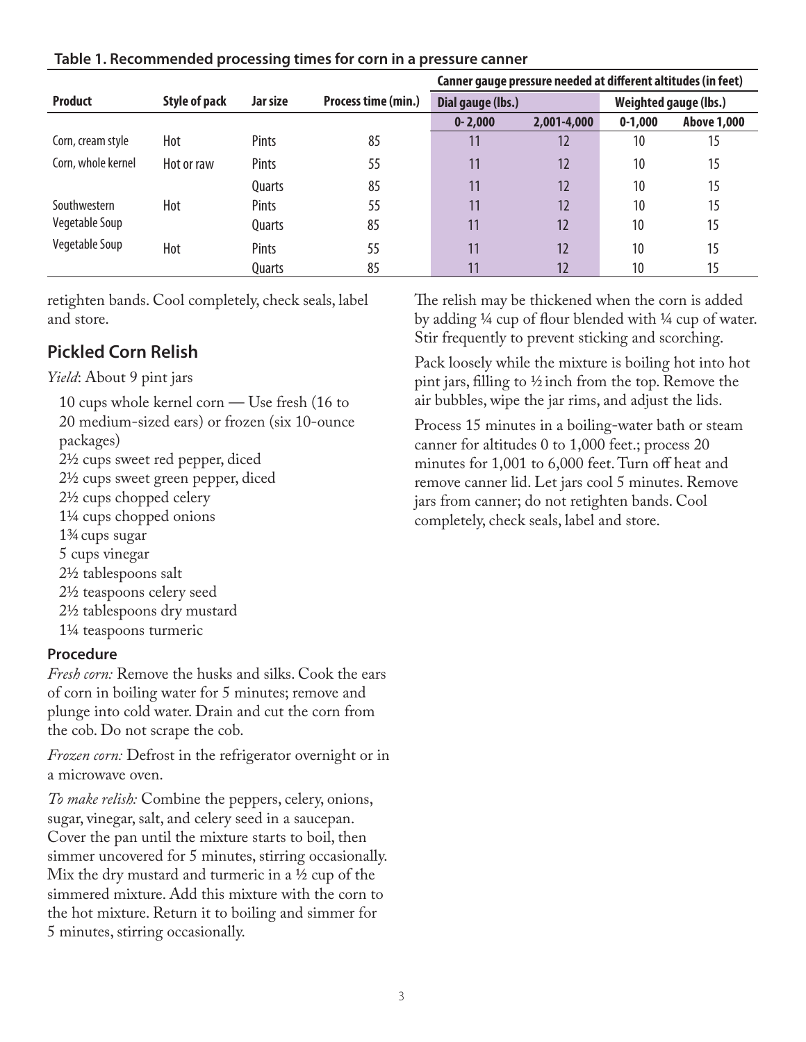**Table 1. Recommended processing times for corn in a pressure canner**

| Product | Style of pack | Jar size | Process time (min.) | Canner gauge pressure needed at different altitudes (in feet) | | | |
|---|---|---|---|---|---|---|---|
| | | | | Dial gauge (lbs.) | | Weighted gauge (lbs.) | |
| | | | | 0- 2,000 | 2,001-4,000 | 0-1,000 | Above 1,000 |
| Corn, cream style | Hot | Pints | 85 | 11 | 12 | 10 | 15 |
| Corn, whole kernel | Hot or raw | Pints | 55 | 11 | 12 | 10 | 15 |
| | | Quarts | 85 | 11 | 12 | 10 | 15 |
| Southwestern Vegetable Soup | Hot | Pints | 55 | 11 | 12 | 10 | 15 |
| | | Quarts | 85 | 11 | 12 | 10 | 15 |
| Vegetable Soup | Hot | Pints | 55 | 11 | 12 | 10 | 15 |
| | | Quarts | 85 | 11 | 12 | 10 | 15 |

retighten bands. Cool completely, check seals, label and store.

## Pickled Corn Relish

*Yield*: About 9 pint jars

- 10 cups whole kernel corn — Use fresh (16 to 20 medium-sized ears) or frozen (six 10-ounce packages)
- 2½ cups sweet red pepper, diced
- 2½ cups sweet green pepper, diced
- 2½ cups chopped celery
- 1¼ cups chopped onions
- 1¾ cups sugar
- 5 cups vinegar
- 2½ tablespoons salt
- 2½ teaspoons celery seed
- 2½ tablespoons dry mustard
- 1¼ teaspoons turmeric

### Procedure

*Fresh corn:* Remove the husks and silks. Cook the ears of corn in boiling water for 5 minutes; remove and plunge into cold water. Drain and cut the corn from the cob. Do not scrape the cob.

*Frozen corn:* Defrost in the refrigerator overnight or in a microwave oven.

*To make relish:* Combine the peppers, celery, onions, sugar, vinegar, salt, and celery seed in a saucepan. Cover the pan until the mixture starts to boil, then simmer uncovered for 5 minutes, stirring occasionally. Mix the dry mustard and turmeric in a ½ cup of the simmered mixture. Add this mixture with the corn to the hot mixture. Return it to boiling and simmer for 5 minutes, stirring occasionally.

The relish may be thickened when the corn is added by adding ¼ cup of flour blended with ¼ cup of water. Stir frequently to prevent sticking and scorching.

Pack loosely while the mixture is boiling hot into hot pint jars, filling to ½ inch from the top. Remove the air bubbles, wipe the jar rims, and adjust the lids.

Process 15 minutes in a boiling-water bath or steam canner for altitudes 0 to 1,000 feet.; process 20 minutes for 1,001 to 6,000 feet. Turn off heat and remove canner lid. Let jars cool 5 minutes. Remove jars from canner; do not retighten bands. Cool completely, check seals, label and store.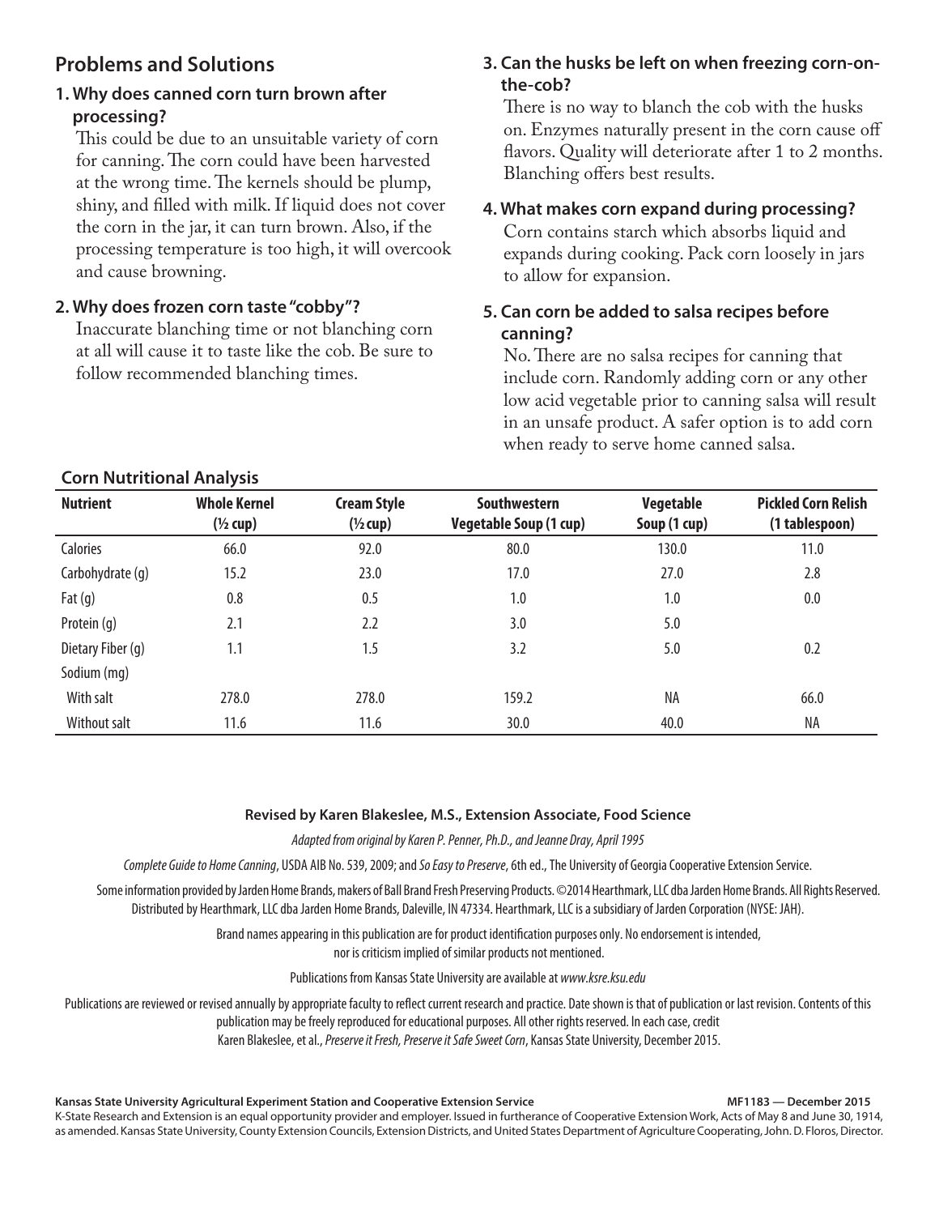## Problems and Solutions

**1. Why does canned corn turn brown after processing?**

This could be due to an unsuitable variety of corn for canning. The corn could have been harvested at the wrong time. The kernels should be plump, shiny, and filled with milk. If liquid does not cover the corn in the jar, it can turn brown. Also, if the processing temperature is too high, it will overcook and cause browning.

**2. Why does frozen corn taste "cobby"?**

Inaccurate blanching time or not blanching corn at all will cause it to taste like the cob. Be sure to follow recommended blanching times.

**3. Can the husks be left on when freezing corn-on-the-cob?**

There is no way to blanch the cob with the husks on. Enzymes naturally present in the corn cause off flavors. Quality will deteriorate after 1 to 2 months. Blanching offers best results.

**4. What makes corn expand during processing?**

Corn contains starch which absorbs liquid and expands during cooking. Pack corn loosely in jars to allow for expansion.

**5. Can corn be added to salsa recipes before canning?**

No. There are no salsa recipes for canning that include corn. Randomly adding corn or any other low acid vegetable prior to canning salsa will result in an unsafe product. A safer option is to add corn when ready to serve home canned salsa.

### Corn Nutritional Analysis

| Nutrient | Whole Kernel (½ cup) | Cream Style (½ cup) | Southwestern Vegetable Soup (1 cup) | Vegetable Soup (1 cup) | Pickled Corn Relish (1 tablespoon) |
|---|---|---|---|---|---|
| Calories | 66.0 | 92.0 | 80.0 | 130.0 | 11.0 |
| Carbohydrate (g) | 15.2 | 23.0 | 17.0 | 27.0 | 2.8 |
| Fat (g) | 0.8 | 0.5 | 1.0 | 1.0 | 0.0 |
| Protein (g) | 2.1 | 2.2 | 3.0 | 5.0 | |
| Dietary Fiber (g) | 1.1 | 1.5 | 3.2 | 5.0 | 0.2 |
| Sodium (mg) | | | | | |
| With salt | 278.0 | 278.0 | 159.2 | NA | 66.0 |
| Without salt | 11.6 | 11.6 | 30.0 | 40.0 | NA |

**Revised by Karen Blakeslee, M.S., Extension Associate, Food Science**

*Adapted from original by Karen P. Penner, Ph.D., and Jeanne Dray, April 1995*

*Complete Guide to Home Canning*, USDA AIB No. 539, 2009; and *So Easy to Preserve*, 6th ed., The University of Georgia Cooperative Extension Service.

Some information provided by Jarden Home Brands, makers of Ball Brand Fresh Preserving Products. ©2014 Hearthmark, LLC dba Jarden Home Brands. All Rights Reserved. Distributed by Hearthmark, LLC dba Jarden Home Brands, Daleville, IN 47334. Hearthmark, LLC is a subsidiary of Jarden Corporation (NYSE: JAH).

Brand names appearing in this publication are for product identification purposes only. No endorsement is intended, nor is criticism implied of similar products not mentioned.

Publications from Kansas State University are available at *www.ksre.ksu.edu*

Publications are reviewed or revised annually by appropriate faculty to reflect current research and practice. Date shown is that of publication or last revision. Contents of this publication may be freely reproduced for educational purposes. All other rights reserved. In each case, credit Karen Blakeslee, et al., *Preserve it Fresh, Preserve it Safe Sweet Corn*, Kansas State University, December 2015.

**Kansas State University Agricultural Experiment Station and Cooperative Extension Service** **MF1183 — December 2015**

K-State Research and Extension is an equal opportunity provider and employer. Issued in furtherance of Cooperative Extension Work, Acts of May 8 and June 30, 1914, as amended. Kansas State University, County Extension Councils, Extension Districts, and United States Department of Agriculture Cooperating, John. D. Floros, Director.